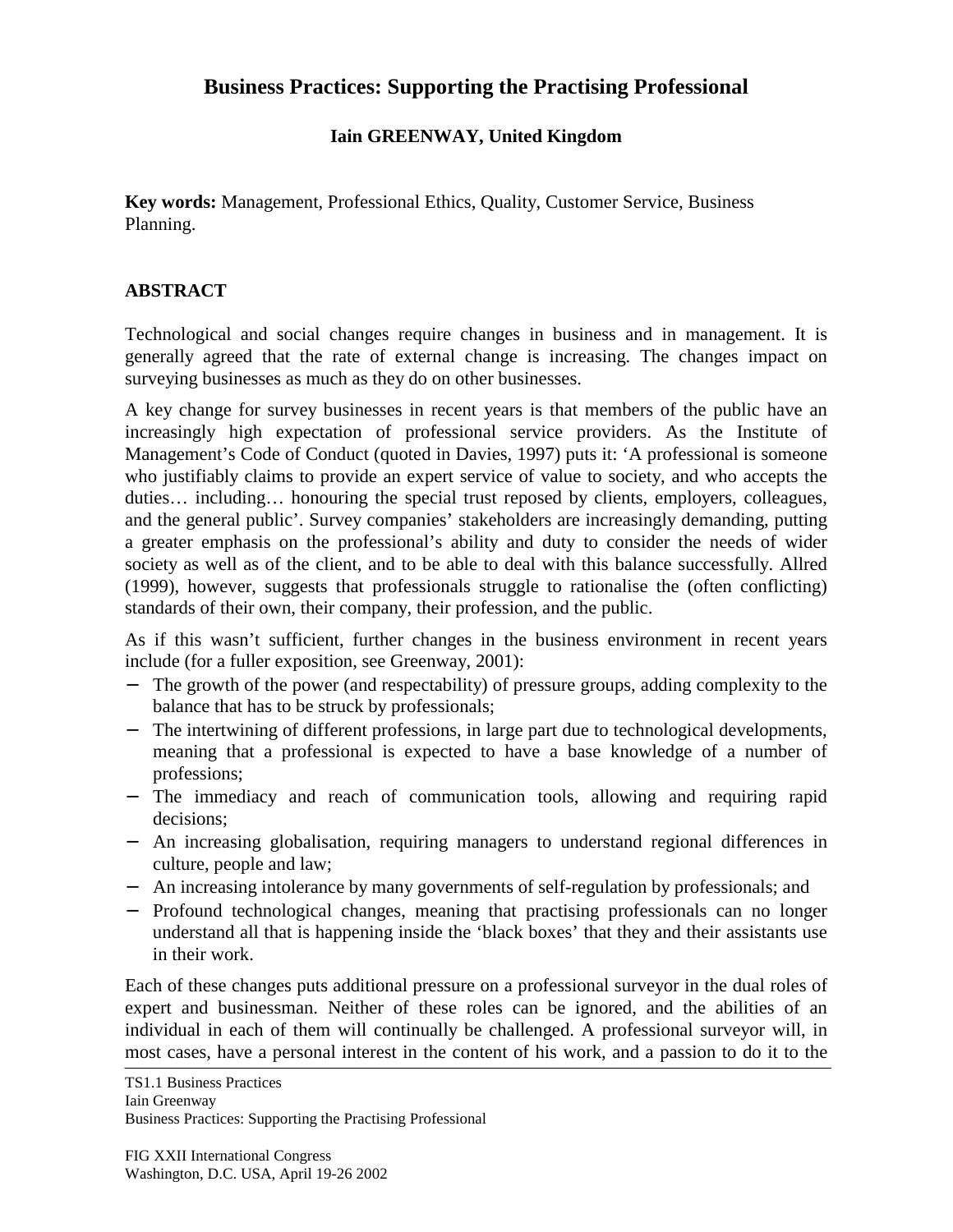# Business Practices: Supporting the Practising Professional

**Iain GREENWAY, United Kingdom**

**Key words:** Management, Professional Ethics, Quality, Customer Service, Business Planning.

## ABSTRACT

Technological and social changes require changes in business and in management. It is generally agreed that the rate of external change is increasing. The changes impact on surveying businesses as much as they do on other businesses.

A key change for survey businesses in recent years is that members of the public have an increasingly high expectation of professional service providers. As the Institute of Management's Code of Conduct (quoted in Davies, 1997) puts it: 'A professional is someone who justifiably claims to provide an expert service of value to society, and who accepts the duties… including… honouring the special trust reposed by clients, employers, colleagues, and the general public'. Survey companies' stakeholders are increasingly demanding, putting a greater emphasis on the professional's ability and duty to consider the needs of wider society as well as of the client, and to be able to deal with this balance successfully. Allred (1999), however, suggests that professionals struggle to rationalise the (often conflicting) standards of their own, their company, their profession, and the public.

As if this wasn't sufficient, further changes in the business environment in recent years include (for a fuller exposition, see Greenway, 2001):

- The growth of the power (and respectability) of pressure groups, adding complexity to the balance that has to be struck by professionals;
- The intertwining of different professions, in large part due to technological developments, meaning that a professional is expected to have a base knowledge of a number of professions;
- The immediacy and reach of communication tools, allowing and requiring rapid decisions;
- An increasing globalisation, requiring managers to understand regional differences in culture, people and law;
- An increasing intolerance by many governments of self-regulation by professionals; and
- Profound technological changes, meaning that practising professionals can no longer understand all that is happening inside the 'black boxes' that they and their assistants use in their work.

Each of these changes puts additional pressure on a professional surveyor in the dual roles of expert and businessman. Neither of these roles can be ignored, and the abilities of an individual in each of them will continually be challenged. A professional surveyor will, in most cases, have a personal interest in the content of his work, and a passion to do it to the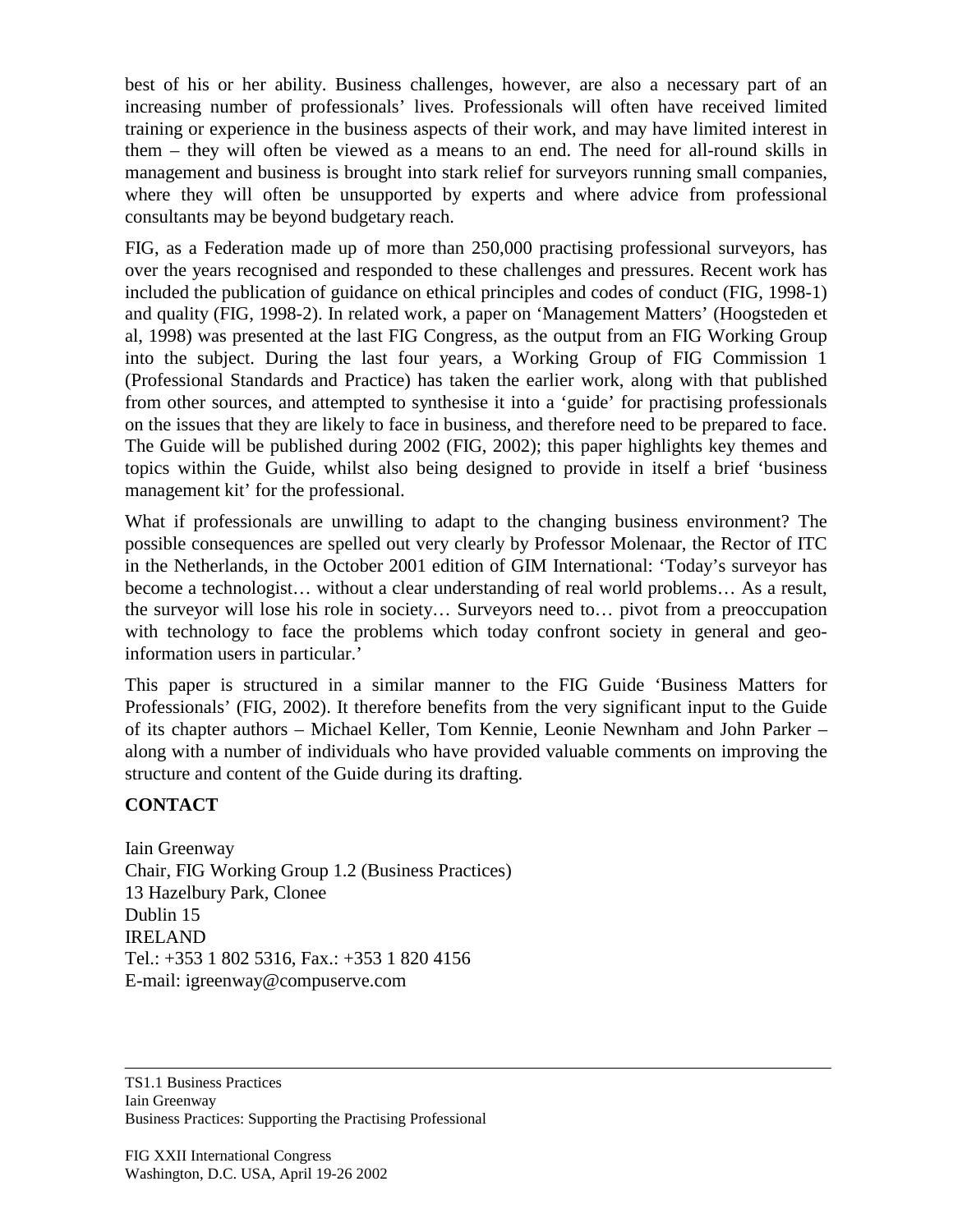best of his or her ability. Business challenges, however, are also a necessary part of an increasing number of professionals' lives. Professionals will often have received limited training or experience in the business aspects of their work, and may have limited interest in them – they will often be viewed as a means to an end. The need for all-round skills in management and business is brought into stark relief for surveyors running small companies, where they will often be unsupported by experts and where advice from professional consultants may be beyond budgetary reach.

FIG, as a Federation made up of more than 250,000 practising professional surveyors, has over the years recognised and responded to these challenges and pressures. Recent work has included the publication of guidance on ethical principles and codes of conduct (FIG, 1998-1) and quality (FIG, 1998-2). In related work, a paper on 'Management Matters' (Hoogsteden et al, 1998) was presented at the last FIG Congress, as the output from an FIG Working Group into the subject. During the last four years, a Working Group of FIG Commission 1 (Professional Standards and Practice) has taken the earlier work, along with that published from other sources, and attempted to synthesise it into a 'guide' for practising professionals on the issues that they are likely to face in business, and therefore need to be prepared to face. The Guide will be published during 2002 (FIG, 2002); this paper highlights key themes and topics within the Guide, whilst also being designed to provide in itself a brief 'business management kit' for the professional.

What if professionals are unwilling to adapt to the changing business environment? The possible consequences are spelled out very clearly by Professor Molenaar, the Rector of ITC in the Netherlands, in the October 2001 edition of GIM International: 'Today's surveyor has become a technologist… without a clear understanding of real world problems… As a result, the surveyor will lose his role in society… Surveyors need to… pivot from a preoccupation with technology to face the problems which today confront society in general and geo-information users in particular.'

This paper is structured in a similar manner to the FIG Guide 'Business Matters for Professionals' (FIG, 2002). It therefore benefits from the very significant input to the Guide of its chapter authors – Michael Keller, Tom Kennie, Leonie Newnham and John Parker – along with a number of individuals who have provided valuable comments on improving the structure and content of the Guide during its drafting.

## CONTACT

Iain Greenway  
Chair, FIG Working Group 1.2 (Business Practices)  
13 Hazelbury Park, Clonee  
Dublin 15  
IRELAND  
Tel.: +353 1 802 5316, Fax.: +353 1 820 4156  
E-mail: igreenway@compuserve.com